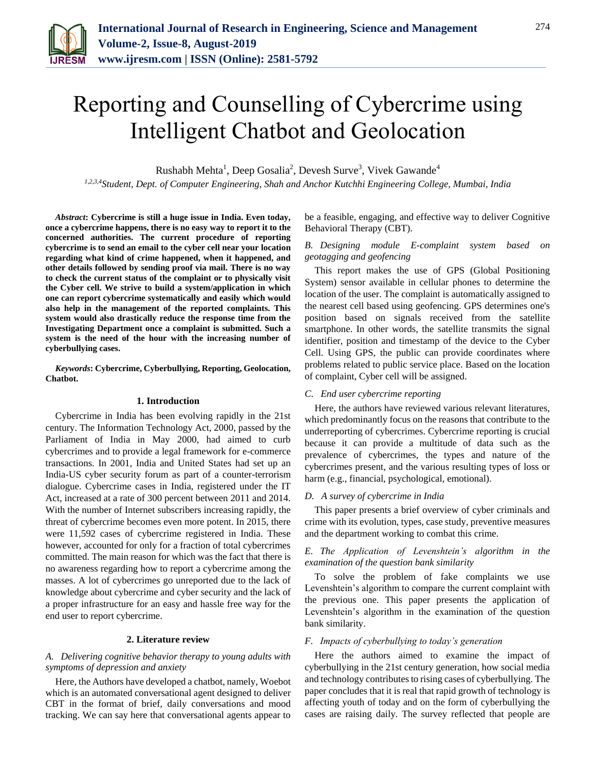# Reporting and Counselling of Cybercrime using Intelligent Chatbot and Geolocation

Rushabh Mehta[1], Deep Gosalia[2], Devesh Surve[3], Vivek Gawande[4]

[1,2,3,4]*Student, Dept. of Computer Engineering, Shah and Anchor Kutchhi Engineering College, Mumbai, India*

***Abstract*: Cybercrime is still a huge issue in India. Even today, once a cybercrime happens, there is no easy way to report it to the concerned authorities. The current procedure of reporting cybercrime is to send an email to the cyber cell near your location regarding what kind of crime happened, when it happened, and other details followed by sending proof via mail. There is no way to check the current status of the complaint or to physically visit the Cyber cell. We strive to build a system/application in which one can report cybercrime systematically and easily which would also help in the management of the reported complaints. This system would also drastically reduce the response time from the Investigating Department once a complaint is submitted. Such a system is the need of the hour with the increasing number of cyberbullying cases.**

***Keywords*: Cybercrime, Cyberbullying, Reporting, Geolocation, Chatbot.**

## 1. Introduction

Cybercrime in India has been evolving rapidly in the 21st century. The Information Technology Act, 2000, passed by the Parliament of India in May 2000, had aimed to curb cybercrimes and to provide a legal framework for e-commerce transactions. In 2001, India and United States had set up an India-US cyber security forum as part of a counter-terrorism dialogue. Cybercrime cases in India, registered under the IT Act, increased at a rate of 300 percent between 2011 and 2014. With the number of Internet subscribers increasing rapidly, the threat of cybercrime becomes even more potent. In 2015, there were 11,592 cases of cybercrime registered in India. These however, accounted for only for a fraction of total cybercrimes committed. The main reason for which was the fact that there is no awareness regarding how to report a cybercrime among the masses. A lot of cybercrimes go unreported due to the lack of knowledge about cybercrime and cyber security and the lack of a proper infrastructure for an easy and hassle free way for the end user to report cybercrime.

## 2. Literature review

### *A. Delivering cognitive behavior therapy to young adults with symptoms of depression and anxiety*

Here, the Authors have developed a chatbot, namely, Woebot which is an automated conversational agent designed to deliver CBT in the format of brief, daily conversations and mood tracking. We can say here that conversational agents appear to be a feasible, engaging, and effective way to deliver Cognitive Behavioral Therapy (CBT).

### *B. Designing module E-complaint system based on geotagging and geofencing*

This report makes the use of GPS (Global Positioning System) sensor available in cellular phones to determine the location of the user. The complaint is automatically assigned to the nearest cell based using geofencing. GPS determines one's position based on signals received from the satellite smartphone. In other words, the satellite transmits the signal identifier, position and timestamp of the device to the Cyber Cell. Using GPS, the public can provide coordinates where problems related to public service place. Based on the location of complaint, Cyber cell will be assigned.

### *C. End user cybercrime reporting*

Here, the authors have reviewed various relevant literatures, which predominantly focus on the reasons that contribute to the underreporting of cybercrimes. Cybercrime reporting is crucial because it can provide a multitude of data such as the prevalence of cybercrimes, the types and nature of the cybercrimes present, and the various resulting types of loss or harm (e.g., financial, psychological, emotional).

### *D. A survey of cybercrime in India*

This paper presents a brief overview of cyber criminals and crime with its evolution, types, case study, preventive measures and the department working to combat this crime.

### *E. The Application of Levenshtein's algorithm in the examination of the question bank similarity*

To solve the problem of fake complaints we use Levenshtein's algorithm to compare the current complaint with the previous one. This paper presents the application of Levenshtein's algorithm in the examination of the question bank similarity.

### *F. Impacts of cyberbullying to today's generation*

Here the authors aimed to examine the impact of cyberbullying in the 21st century generation, how social media and technology contributes to rising cases of cyberbullying. The paper concludes that it is real that rapid growth of technology is affecting youth of today and on the form of cyberbullying the cases are raising daily. The survey reflected that people are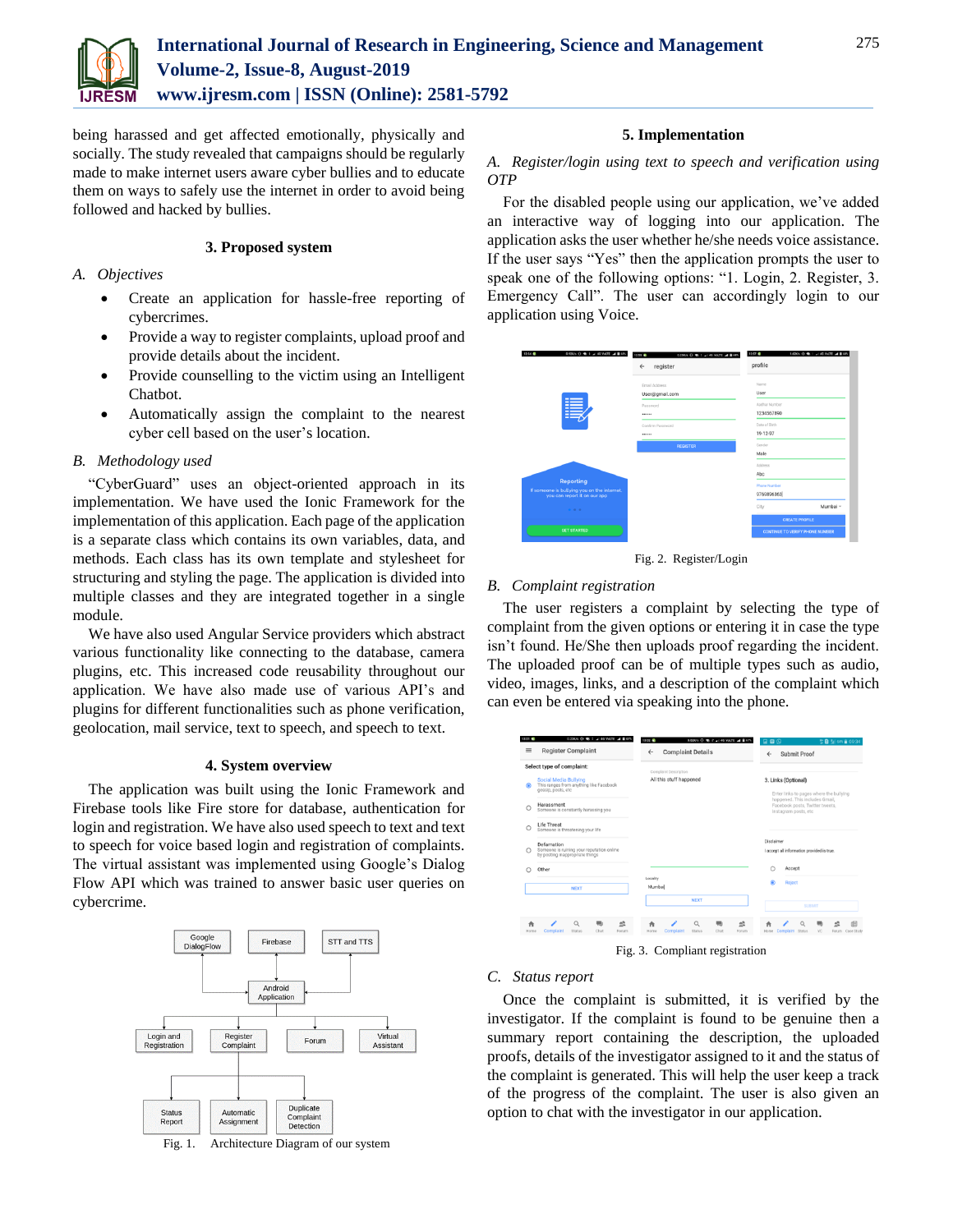being harassed and get affected emotionally, physically and socially. The study revealed that campaigns should be regularly made to make internet users aware cyber bullies and to educate them on ways to safely use the internet in order to avoid being followed and hacked by bullies.

## 3. Proposed system

### *A. Objectives*

- Create an application for hassle-free reporting of cybercrimes.
- Provide a way to register complaints, upload proof and provide details about the incident.
- Provide counselling to the victim using an Intelligent Chatbot.
- Automatically assign the complaint to the nearest cyber cell based on the user's location.

### *B. Methodology used*

"CyberGuard" uses an object-oriented approach in its implementation. We have used the Ionic Framework for the implementation of this application. Each page of the application is a separate class which contains its own variables, data, and methods. Each class has its own template and stylesheet for structuring and styling the page. The application is divided into multiple classes and they are integrated together in a single module.

We have also used Angular Service providers which abstract various functionality like connecting to the database, camera plugins, etc. This increased code reusability throughout our application. We have also made use of various API's and plugins for different functionalities such as phone verification, geolocation, mail service, text to speech, and speech to text.

## 4. System overview

The application was built using the Ionic Framework and Firebase tools like Fire store for database, authentication for login and registration. We have also used speech to text and text to speech for voice based login and registration of complaints. The virtual assistant was implemented using Google's Dialog Flow API which was trained to answer basic user queries on cybercrime.

Fig. 1. Architecture Diagram of our system

## 5. Implementation

### *A. Register/login using text to speech and verification using OTP*

For the disabled people using our application, we've added an interactive way of logging into our application. The application asks the user whether he/she needs voice assistance. If the user says "Yes" then the application prompts the user to speak one of the following options: "1. Login, 2. Register, 3. Emergency Call". The user can accordingly login to our application using Voice.

Fig. 2. Register/Login

### *B. Complaint registration*

The user registers a complaint by selecting the type of complaint from the given options or entering it in case the type isn't found. He/She then uploads proof regarding the incident. The uploaded proof can be of multiple types such as audio, video, images, links, and a description of the complaint which can even be entered via speaking into the phone.

Fig. 3. Compliant registration

### *C. Status report*

Once the complaint is submitted, it is verified by the investigator. If the complaint is found to be genuine then a summary report containing the description, the uploaded proofs, details of the investigator assigned to it and the status of the complaint is generated. This will help the user keep a track of the progress of the complaint. The user is also given an option to chat with the investigator in our application.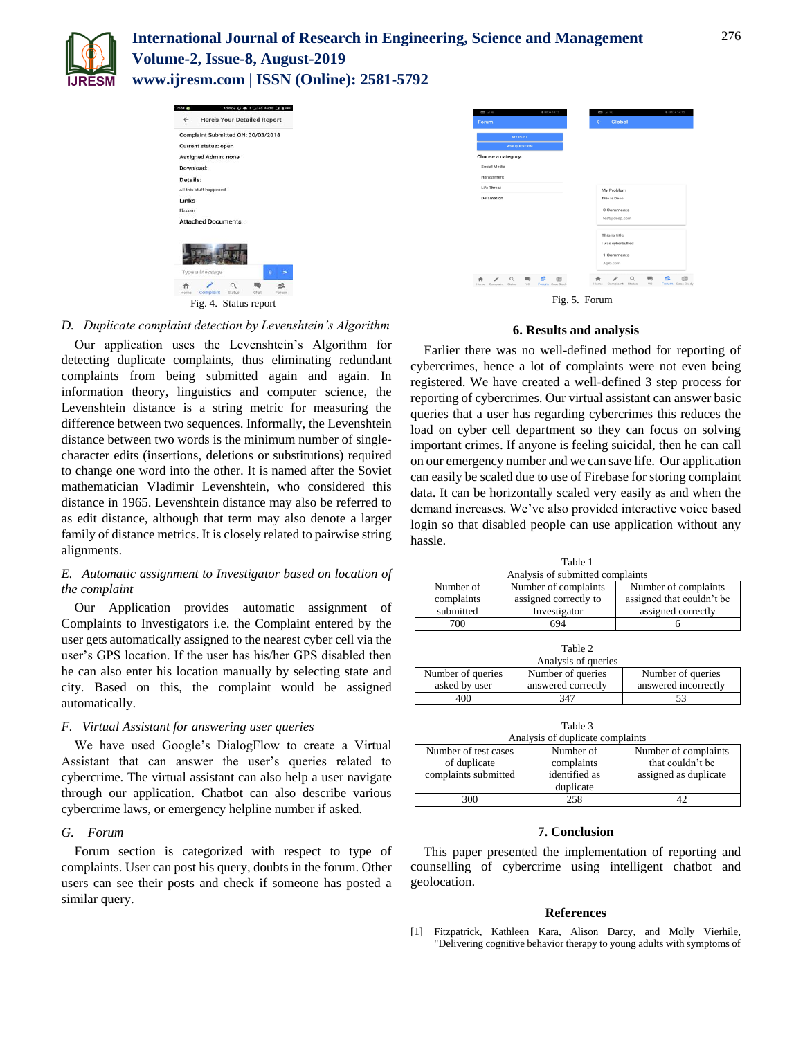Fig. 4. Status report

Fig. 5. Forum

### D. *Duplicate complaint detection by Levenshtein's Algorithm*

Our application uses the Levenshtein's Algorithm for detecting duplicate complaints, thus eliminating redundant complaints from being submitted again and again. In information theory, linguistics and computer science, the Levenshtein distance is a string metric for measuring the difference between two sequences. Informally, the Levenshtein distance between two words is the minimum number of single-character edits (insertions, deletions or substitutions) required to change one word into the other. It is named after the Soviet mathematician Vladimir Levenshtein, who considered this distance in 1965. Levenshtein distance may also be referred to as edit distance, although that term may also denote a larger family of distance metrics. It is closely related to pairwise string alignments.

### E. *Automatic assignment to Investigator based on location of the complaint*

Our Application provides automatic assignment of Complaints to Investigators i.e. the Complaint entered by the user gets automatically assigned to the nearest cyber cell via the user's GPS location. If the user has his/her GPS disabled then he can also enter his location manually by selecting state and city. Based on this, the complaint would be assigned automatically.

### F. *Virtual Assistant for answering user queries*

We have used Google's DialogFlow to create a Virtual Assistant that can answer the user's queries related to cybercrime. The virtual assistant can also help a user navigate through our application. Chatbot can also describe various cybercrime laws, or emergency helpline number if asked.

### G. *Forum*

Forum section is categorized with respect to type of complaints. User can post his query, doubts in the forum. Other users can see their posts and check if someone has posted a similar query.

## 6. Results and analysis

Earlier there was no well-defined method for reporting of cybercrimes, hence a lot of complaints were not even being registered. We have created a well-defined 3 step process for reporting of cybercrimes. Our virtual assistant can answer basic queries that a user has regarding cybercrimes this reduces the load on cyber cell department so they can focus on solving important crimes. If anyone is feeling suicidal, then he can call on our emergency number and we can save life. Our application can easily be scaled due to use of Firebase for storing complaint data. It can be horizontally scaled very easily as and when the demand increases. We've also provided interactive voice based login so that disabled people can use application without any hassle.

Table 1
Analysis of submitted complaints

| Number of complaints submitted | Number of complaints assigned correctly to Investigator | Number of complaints assigned that couldn't be assigned correctly |
|---|---|---|
| 700 | 694 | 6 |

Table 2
Analysis of queries

| Number of queries asked by user | Number of queries answered correctly | Number of queries answered incorrectly |
|---|---|---|
| 400 | 347 | 53 |

Table 3
Analysis of duplicate complaints

| Number of test cases of duplicate complaints submitted | Number of complaints identified as duplicate | Number of complaints that couldn't be assigned as duplicate |
|---|---|---|
| 300 | 258 | 42 |

## 7. Conclusion

This paper presented the implementation of reporting and counselling of cybercrime using intelligent chatbot and geolocation.

## References

[1] Fitzpatrick, Kathleen Kara, Alison Darcy, and Molly Vierhile, "Delivering cognitive behavior therapy to young adults with symptoms of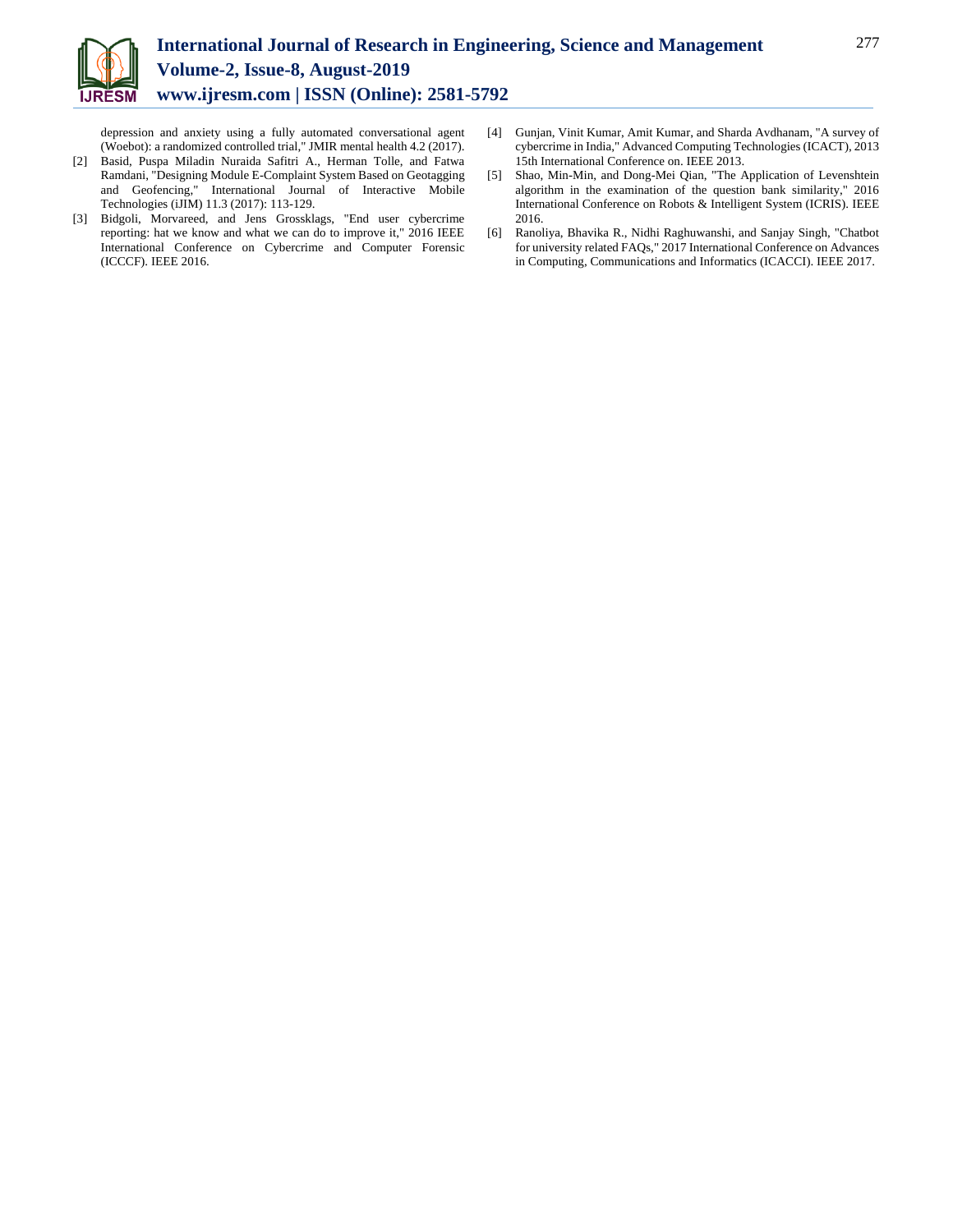depression and anxiety using a fully automated conversational agent (Woebot): a randomized controlled trial," JMIR mental health 4.2 (2017).

[2] Basid, Puspa Miladin Nuraida Safitri A., Herman Tolle, and Fatwa Ramdani, "Designing Module E-Complaint System Based on Geotagging and Geofencing," International Journal of Interactive Mobile Technologies (iJIM) 11.3 (2017): 113-129.

[3] Bidgoli, Morvareed, and Jens Grossklags, "End user cybercrime reporting: hat we know and what we can do to improve it," 2016 IEEE International Conference on Cybercrime and Computer Forensic (ICCCF). IEEE 2016.

[4] Gunjan, Vinit Kumar, Amit Kumar, and Sharda Avdhanam, "A survey of cybercrime in India," Advanced Computing Technologies (ICACT), 2013 15th International Conference on. IEEE 2013.

[5] Shao, Min-Min, and Dong-Mei Qian, "The Application of Levenshtein algorithm in the examination of the question bank similarity," 2016 International Conference on Robots & Intelligent System (ICRIS). IEEE 2016.

[6] Ranoliya, Bhavika R., Nidhi Raghuwanshi, and Sanjay Singh, "Chatbot for university related FAQs," 2017 International Conference on Advances in Computing, Communications and Informatics (ICACCI). IEEE 2017.